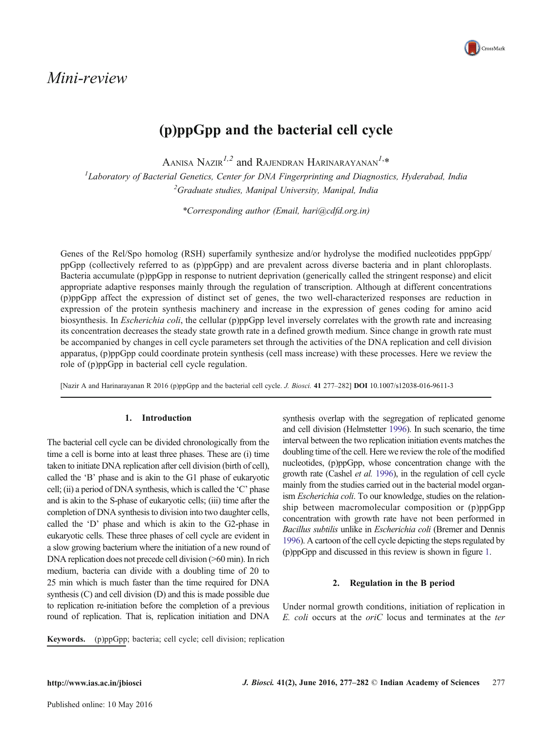*Mini-review*

# (p)ppGpp and the bacterial cell cycle

Aanisa Nazir[1,2] and Rajendran Harinarayanan[1,*]

[1]Laboratory of Bacterial Genetics, Center for DNA Fingerprinting and Diagnostics, Hyderabad, India

[2]Graduate studies, Manipal University, Manipal, India

*Corresponding author (Email, hari@cdfd.org.in)

Genes of the Rel/Spo homolog (RSH) superfamily synthesize and/or hydrolyse the modified nucleotides pppGpp/ppGpp (collectively referred to as (p)ppGpp) and are prevalent across diverse bacteria and in plant chloroplasts. Bacteria accumulate (p)ppGpp in response to nutrient deprivation (generically called the stringent response) and elicit appropriate adaptive responses mainly through the regulation of transcription. Although at different concentrations (p)ppGpp affect the expression of distinct set of genes, the two well-characterized responses are reduction in expression of the protein synthesis machinery and increase in the expression of genes coding for amino acid biosynthesis. In *Escherichia coli*, the cellular (p)ppGpp level inversely correlates with the growth rate and increasing its concentration decreases the steady state growth rate in a defined growth medium. Since change in growth rate must be accompanied by changes in cell cycle parameters set through the activities of the DNA replication and cell division apparatus, (p)ppGpp could coordinate protein synthesis (cell mass increase) with these processes. Here we review the role of (p)ppGpp in bacterial cell cycle regulation.

[Nazir A and Harinarayanan R 2016 (p)ppGpp and the bacterial cell cycle. *J. Biosci.* **41** 277–282] **DOI** 10.1007/s12038-016-9611-3

**Keywords.** (p)ppGpp; bacteria; cell cycle; cell division; replication

## 1. Introduction

The bacterial cell cycle can be divided chronologically from the time a cell is borne into at least three phases. These are (i) time taken to initiate DNA replication after cell division (birth of cell), called the 'B' phase and is akin to the G1 phase of eukaryotic cell; (ii) a period of DNA synthesis, which is called the 'C' phase and is akin to the S-phase of eukaryotic cells; (iii) time after the completion of DNA synthesis to division into two daughter cells, called the 'D' phase and which is akin to the G2-phase in eukaryotic cells. These three phases of cell cycle are evident in a slow growing bacterium where the initiation of a new round of DNA replication does not precede cell division (>60 min). In rich medium, bacteria can divide with a doubling time of 20 to 25 min which is much faster than the time required for DNA synthesis (C) and cell division (D) and this is made possible due to replication re-initiation before the completion of a previous round of replication. That is, replication initiation and DNA synthesis overlap with the segregation of replicated genome and cell division (Helmstetter 1996). In such scenario, the time interval between the two replication initiation events matches the doubling time of the cell. Here we review the role of the modified nucleotides, (p)ppGpp, whose concentration change with the growth rate (Cashel *et al.* 1996), in the regulation of cell cycle mainly from the studies carried out in the bacterial model organism *Escherichia coli*. To our knowledge, studies on the relationship between macromolecular composition or (p)ppGpp concentration with growth rate have not been performed in *Bacillus subtilis* unlike in *Escherichia coli* (Bremer and Dennis 1996). A cartoon of the cell cycle depicting the steps regulated by (p)ppGpp and discussed in this review is shown in figure 1.

## 2. Regulation in the B period

Under normal growth conditions, initiation of replication in *E. coli* occurs at the *oriC* locus and terminates at the *ter*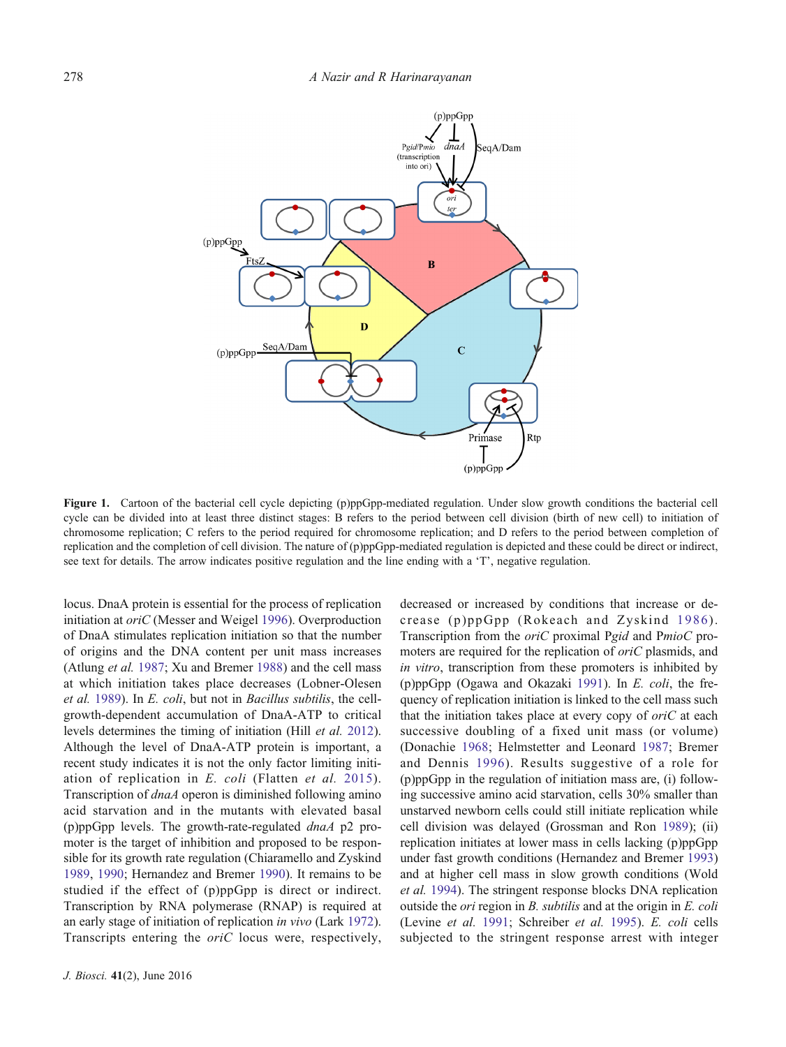**Figure 1.** Cartoon of the bacterial cell cycle depicting (p)ppGpp-mediated regulation. Under slow growth conditions the bacterial cell cycle can be divided into at least three distinct stages: B refers to the period between cell division (birth of new cell) to initiation of chromosome replication; C refers to the period required for chromosome replication; and D refers to the period between completion of replication and the completion of cell division. The nature of (p)ppGpp-mediated regulation is depicted and these could be direct or indirect, see text for details. The arrow indicates positive regulation and the line ending with a 'T', negative regulation.

locus. DnaA protein is essential for the process of replication initiation at *oriC* (Messer and Weigel 1996). Overproduction of DnaA stimulates replication initiation so that the number of origins and the DNA content per unit mass increases (Atlung *et al.* 1987; Xu and Bremer 1988) and the cell mass at which initiation takes place decreases (Lobner-Olesen *et al.* 1989). In *E. coli*, but not in *Bacillus subtilis*, the cell-growth-dependent accumulation of DnaA-ATP to critical levels determines the timing of initiation (Hill *et al.* 2012). Although the level of DnaA-ATP protein is important, a recent study indicates it is not the only factor limiting initiation of replication in *E. coli* (Flatten *et al.* 2015). Transcription of *dnaA* operon is diminished following amino acid starvation and in the mutants with elevated basal (p)ppGpp levels. The growth-rate-regulated *dnaA* p2 promoter is the target of inhibition and proposed to be responsible for its growth rate regulation (Chiaramello and Zyskind 1989, 1990; Hernandez and Bremer 1990). It remains to be studied if the effect of (p)ppGpp is direct or indirect. Transcription by RNA polymerase (RNAP) is required at an early stage of initiation of replication *in vivo* (Lark 1972). Transcripts entering the *oriC* locus were, respectively, decreased or increased by conditions that increase or decrease (p)ppGpp (Rokeach and Zyskind 1986). Transcription from the *oriC* proximal P*gid* and P*mioC* promoters are required for the replication of *oriC* plasmids, and *in vitro*, transcription from these promoters is inhibited by (p)ppGpp (Ogawa and Okazaki 1991). In *E. coli*, the frequency of replication initiation is linked to the cell mass such that the initiation takes place at every copy of *oriC* at each successive doubling of a fixed unit mass (or volume) (Donachie 1968; Helmstetter and Leonard 1987; Bremer and Dennis 1996). Results suggestive of a role for (p)ppGpp in the regulation of initiation mass are, (i) following successive amino acid starvation, cells 30% smaller than unstarved newborn cells could still initiate replication while cell division was delayed (Grossman and Ron 1989); (ii) replication initiates at lower mass in cells lacking (p)ppGpp under fast growth conditions (Hernandez and Bremer 1993) and at higher cell mass in slow growth conditions (Wold *et al.* 1994). The stringent response blocks DNA replication outside the *ori* region in *B. subtilis* and at the origin in *E. coli* (Levine *et al.* 1991; Schreiber *et al.* 1995). *E. coli* cells subjected to the stringent response arrest with integer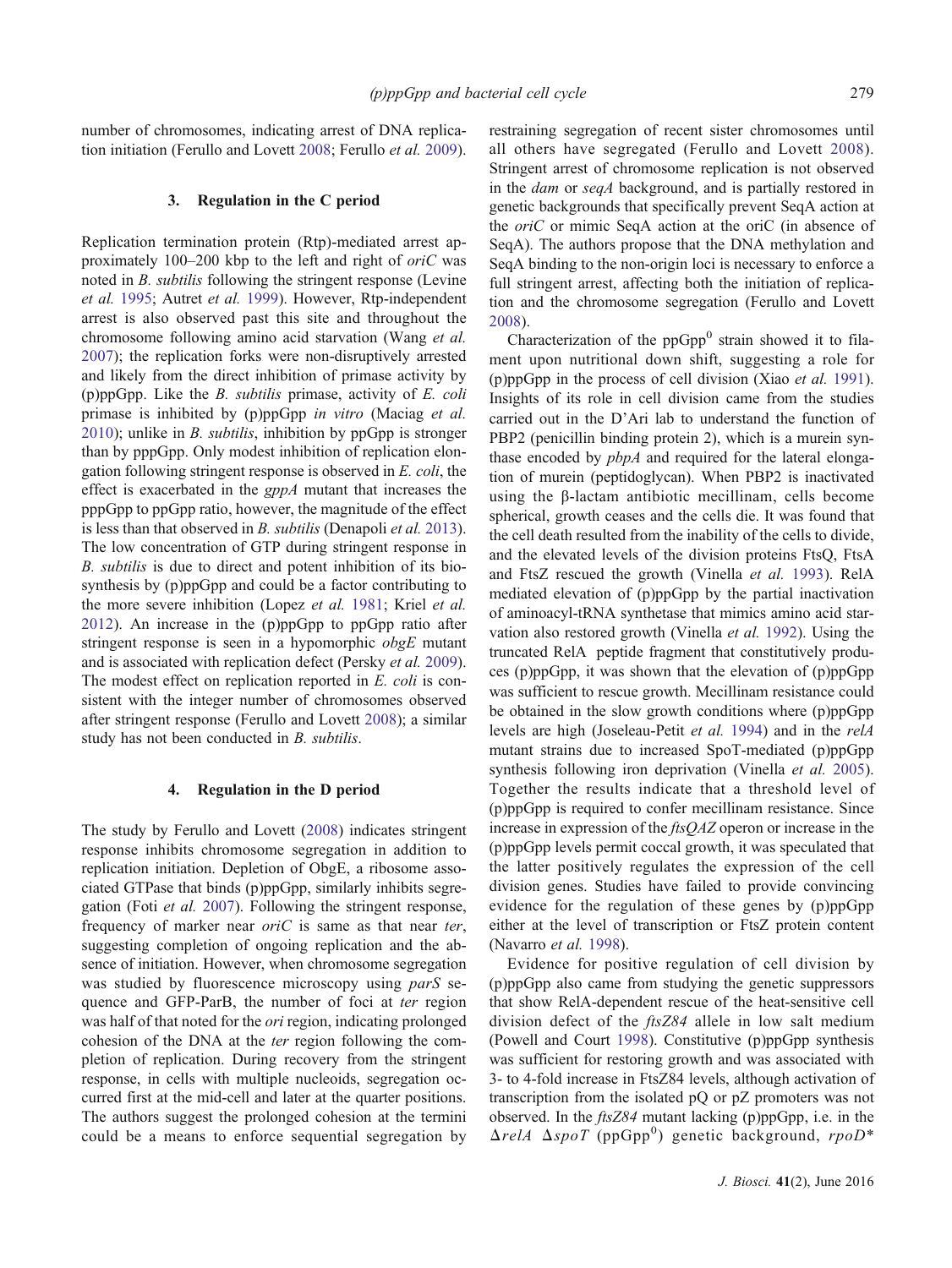number of chromosomes, indicating arrest of DNA replication initiation (Ferullo and Lovett 2008; Ferullo *et al.* 2009).

### 3. Regulation in the C period

Replication termination protein (Rtp)-mediated arrest approximately 100–200 kbp to the left and right of *oriC* was noted in *B. subtilis* following the stringent response (Levine *et al.* 1995; Autret *et al.* 1999). However, Rtp-independent arrest is also observed past this site and throughout the chromosome following amino acid starvation (Wang *et al.* 2007); the replication forks were non-disruptively arrested and likely from the direct inhibition of primase activity by (p)ppGpp. Like the *B. subtilis* primase, activity of *E. coli* primase is inhibited by (p)ppGpp *in vitro* (Maciag *et al.* 2010); unlike in *B. subtilis*, inhibition by ppGpp is stronger than by pppGpp. Only modest inhibition of replication elongation following stringent response is observed in *E. coli*, the effect is exacerbated in the *gppA* mutant that increases the pppGpp to ppGpp ratio, however, the magnitude of the effect is less than that observed in *B. subtilis* (Denapoli *et al.* 2013). The low concentration of GTP during stringent response in *B. subtilis* is due to direct and potent inhibition of its biosynthesis by (p)ppGpp and could be a factor contributing to the more severe inhibition (Lopez *et al.* 1981; Kriel *et al.* 2012). An increase in the (p)ppGpp to ppGpp ratio after stringent response is seen in a hypomorphic *obgE* mutant and is associated with replication defect (Persky *et al.* 2009). The modest effect on replication reported in *E. coli* is consistent with the integer number of chromosomes observed after stringent response (Ferullo and Lovett 2008); a similar study has not been conducted in *B. subtilis*.

### 4. Regulation in the D period

The study by Ferullo and Lovett (2008) indicates stringent response inhibits chromosome segregation in addition to replication initiation. Depletion of ObgE, a ribosome associated GTPase that binds (p)ppGpp, similarly inhibits segregation (Foti *et al.* 2007). Following the stringent response, frequency of marker near *oriC* is same as that near *ter*, suggesting completion of ongoing replication and the absence of initiation. However, when chromosome segregation was studied by fluorescence microscopy using *parS* sequence and GFP-ParB, the number of foci at *ter* region was half of that noted for the *ori* region, indicating prolonged cohesion of the DNA at the *ter* region following the completion of replication. During recovery from the stringent response, in cells with multiple nucleoids, segregation occurred first at the mid-cell and later at the quarter positions. The authors suggest the prolonged cohesion at the termini could be a means to enforce sequential segregation by restraining segregation of recent sister chromosomes until all others have segregated (Ferullo and Lovett 2008). Stringent arrest of chromosome replication is not observed in the *dam* or *seqA* background, and is partially restored in genetic backgrounds that specifically prevent SeqA action at the *oriC* or mimic SeqA action at the oriC (in absence of SeqA). The authors propose that the DNA methylation and SeqA binding to the non-origin loci is necessary to enforce a full stringent arrest, affecting both the initiation of replication and the chromosome segregation (Ferullo and Lovett 2008).

Characterization of the ppGpp$^0$ strain showed it to filament upon nutritional down shift, suggesting a role for (p)ppGpp in the process of cell division (Xiao *et al.* 1991). Insights of its role in cell division came from the studies carried out in the D'Ari lab to understand the function of PBP2 (penicillin binding protein 2), which is a murein synthase encoded by *pbpA* and required for the lateral elongation of murein (peptidoglycan). When PBP2 is inactivated using the β-lactam antibiotic mecillinam, cells become spherical, growth ceases and the cells die. It was found that the cell death resulted from the inability of the cells to divide, and the elevated levels of the division proteins FtsQ, FtsA and FtsZ rescued the growth (Vinella *et al.* 1993). RelA mediated elevation of (p)ppGpp by the partial inactivation of aminoacyl-tRNA synthetase that mimics amino acid starvation also restored growth (Vinella *et al.* 1992). Using the truncated RelA peptide fragment that constitutively produces (p)ppGpp, it was shown that the elevation of (p)ppGpp was sufficient to rescue growth. Mecillinam resistance could be obtained in the slow growth conditions where (p)ppGpp levels are high (Joseleau-Petit *et al.* 1994) and in the *relA* mutant strains due to increased SpoT-mediated (p)ppGpp synthesis following iron deprivation (Vinella *et al.* 2005). Together the results indicate that a threshold level of (p)ppGpp is required to confer mecillinam resistance. Since increase in expression of the *ftsQAZ* operon or increase in the (p)ppGpp levels permit coccal growth, it was speculated that the latter positively regulates the expression of the cell division genes. Studies have failed to provide convincing evidence for the regulation of these genes by (p)ppGpp either at the level of transcription or FtsZ protein content (Navarro *et al.* 1998).

Evidence for positive regulation of cell division by (p)ppGpp also came from studying the genetic suppressors that show RelA-dependent rescue of the heat-sensitive cell division defect of the *ftsZ84* allele in low salt medium (Powell and Court 1998). Constitutive (p)ppGpp synthesis was sufficient for restoring growth and was associated with 3- to 4-fold increase in FtsZ84 levels, although activation of transcription from the isolated pQ or pZ promoters was not observed. In the *ftsZ84* mutant lacking (p)ppGpp, i.e. in the *ΔrelA ΔspoT* (ppGpp$^0$) genetic background, *rpoD\**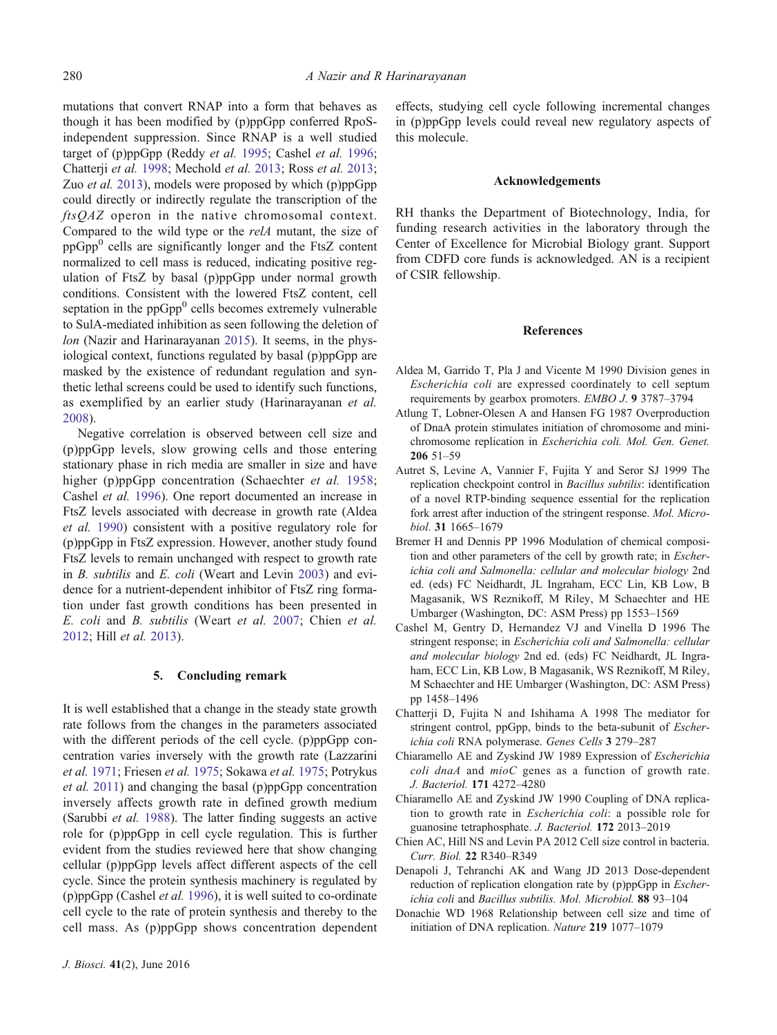mutations that convert RNAP into a form that behaves as though it has been modified by (p)ppGpp conferred RpoS-independent suppression. Since RNAP is a well studied target of (p)ppGpp (Reddy *et al.* 1995; Cashel *et al.* 1996; Chatterji *et al.* 1998; Mechold *et al.* 2013; Ross *et al.* 2013; Zuo *et al.* 2013), models were proposed by which (p)ppGpp could directly or indirectly regulate the transcription of the *ftsQAZ* operon in the native chromosomal context. Compared to the wild type or the *relA* mutant, the size of ppGpp$^0$ cells are significantly longer and the FtsZ content normalized to cell mass is reduced, indicating positive regulation of FtsZ by basal (p)ppGpp under normal growth conditions. Consistent with the lowered FtsZ content, cell septation in the ppGpp$^0$ cells becomes extremely vulnerable to SulA-mediated inhibition as seen following the deletion of *lon* (Nazir and Harinarayanan 2015). It seems, in the physiological context, functions regulated by basal (p)ppGpp are masked by the existence of redundant regulation and synthetic lethal screens could be used to identify such functions, as exemplified by an earlier study (Harinarayanan *et al.* 2008).

Negative correlation is observed between cell size and (p)ppGpp levels, slow growing cells and those entering stationary phase in rich media are smaller in size and have higher (p)ppGpp concentration (Schaechter *et al.* 1958; Cashel *et al.* 1996). One report documented an increase in FtsZ levels associated with decrease in growth rate (Aldea *et al.* 1990) consistent with a positive regulatory role for (p)ppGpp in FtsZ expression. However, another study found FtsZ levels to remain unchanged with respect to growth rate in *B. subtilis* and *E. coli* (Weart and Levin 2003) and evidence for a nutrient-dependent inhibitor of FtsZ ring formation under fast growth conditions has been presented in *E. coli* and *B. subtilis* (Weart *et al.* 2007; Chien *et al.* 2012; Hill *et al.* 2013).

## 5. Concluding remark

It is well established that a change in the steady state growth rate follows from the changes in the parameters associated with the different periods of the cell cycle. (p)ppGpp concentration varies inversely with the growth rate (Lazzarini *et al.* 1971; Friesen *et al.* 1975; Sokawa *et al.* 1975; Potrykus *et al.* 2011) and changing the basal (p)ppGpp concentration inversely affects growth rate in defined growth medium (Sarubbi *et al.* 1988). The latter finding suggests an active role for (p)ppGpp in cell cycle regulation. This is further evident from the studies reviewed here that show changing cellular (p)ppGpp levels affect different aspects of the cell cycle. Since the protein synthesis machinery is regulated by (p)ppGpp (Cashel *et al.* 1996), it is well suited to co-ordinate cell cycle to the rate of protein synthesis and thereby to the cell mass. As (p)ppGpp shows concentration dependent effects, studying cell cycle following incremental changes in (p)ppGpp levels could reveal new regulatory aspects of this molecule.

## Acknowledgements

RH thanks the Department of Biotechnology, India, for funding research activities in the laboratory through the Center of Excellence for Microbial Biology grant. Support from CDFD core funds is acknowledged. AN is a recipient of CSIR fellowship.

## References

Aldea M, Garrido T, Pla J and Vicente M 1990 Division genes in *Escherichia coli* are expressed coordinately to cell septum requirements by gearbox promoters. *EMBO J.* **9** 3787–3794

Atlung T, Lobner-Olesen A and Hansen FG 1987 Overproduction of DnaA protein stimulates initiation of chromosome and minichromosome replication in *Escherichia coli. Mol. Gen. Genet.* **206** 51–59

Autret S, Levine A, Vannier F, Fujita Y and Seror SJ 1999 The replication checkpoint control in *Bacillus subtilis*: identification of a novel RTP-binding sequence essential for the replication fork arrest after induction of the stringent response. *Mol. Microbiol.* **31** 1665–1679

Bremer H and Dennis PP 1996 Modulation of chemical composition and other parameters of the cell by growth rate; in *Escherichia coli and Salmonella: cellular and molecular biology* 2nd ed. (eds) FC Neidhardt, JL Ingraham, ECC Lin, KB Low, B Magasanik, WS Reznikoff, M Riley, M Schaechter and HE Umbarger (Washington, DC: ASM Press) pp 1553–1569

Cashel M, Gentry D, Hernandez VJ and Vinella D 1996 The stringent response; in *Escherichia coli and Salmonella: cellular and molecular biology* 2nd ed. (eds) FC Neidhardt, JL Ingraham, ECC Lin, KB Low, B Magasanik, WS Reznikoff, M Riley, M Schaechter and HE Umbarger (Washington, DC: ASM Press) pp 1458–1496

Chatterji D, Fujita N and Ishihama A 1998 The mediator for stringent control, ppGpp, binds to the beta-subunit of *Escherichia coli* RNA polymerase. *Genes Cells* **3** 279–287

Chiaramello AE and Zyskind JW 1989 Expression of *Escherichia coli dnaA* and *mioC* genes as a function of growth rate. *J. Bacteriol.* **171** 4272–4280

Chiaramello AE and Zyskind JW 1990 Coupling of DNA replication to growth rate in *Escherichia coli*: a possible role for guanosine tetraphosphate. *J. Bacteriol.* **172** 2013–2019

Chien AC, Hill NS and Levin PA 2012 Cell size control in bacteria. *Curr. Biol.* **22** R340–R349

Denapoli J, Tehranchi AK and Wang JD 2013 Dose-dependent reduction of replication elongation rate by (p)ppGpp in *Escherichia coli* and *Bacillus subtilis. Mol. Microbiol.* **88** 93–104

Donachie WD 1968 Relationship between cell size and time of initiation of DNA replication. *Nature* **219** 1077–1079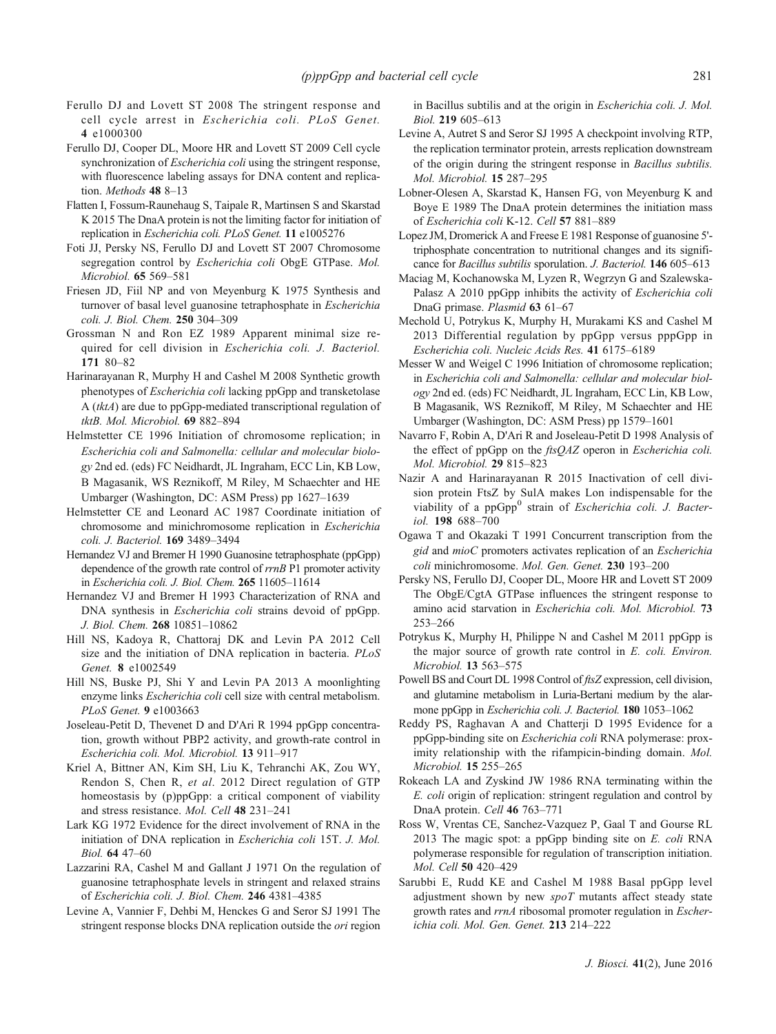Ferullo DJ and Lovett ST 2008 The stringent response and cell cycle arrest in *Escherichia coli*. *PLoS Genet.* **4** e1000300

Ferullo DJ, Cooper DL, Moore HR and Lovett ST 2009 Cell cycle synchronization of *Escherichia coli* using the stringent response, with fluorescence labeling assays for DNA content and replication. *Methods* **48** 8–13

Flatten I, Fossum-Raunehaug S, Taipale R, Martinsen S and Skarstad K 2015 The DnaA protein is not the limiting factor for initiation of replication in *Escherichia coli*. *PLoS Genet.* **11** e1005276

Foti JJ, Persky NS, Ferullo DJ and Lovett ST 2007 Chromosome segregation control by *Escherichia coli* ObgE GTPase. *Mol. Microbiol.* **65** 569–581

Friesen JD, Fiil NP and von Meyenburg K 1975 Synthesis and turnover of basal level guanosine tetraphosphate in *Escherichia coli*. *J. Biol. Chem.* **250** 304–309

Grossman N and Ron EZ 1989 Apparent minimal size required for cell division in *Escherichia coli*. *J. Bacteriol.* **171** 80–82

Harinarayanan R, Murphy H and Cashel M 2008 Synthetic growth phenotypes of *Escherichia coli* lacking ppGpp and transketolase A (*tktA*) are due to ppGpp-mediated transcriptional regulation of *tktB*. *Mol. Microbiol.* **69** 882–894

Helmstetter CE 1996 Initiation of chromosome replication; in *Escherichia coli and Salmonella: cellular and molecular biology* 2nd ed. (eds) FC Neidhardt, JL Ingraham, ECC Lin, KB Low, B Magasanik, WS Reznikoff, M Riley, M Schaechter and HE Umbarger (Washington, DC: ASM Press) pp 1627–1639

Helmstetter CE and Leonard AC 1987 Coordinate initiation of chromosome and minichromosome replication in *Escherichia coli*. *J. Bacteriol.* **169** 3489–3494

Hernandez VJ and Bremer H 1990 Guanosine tetraphosphate (ppGpp) dependence of the growth rate control of *rrnB* P1 promoter activity in *Escherichia coli*. *J. Biol. Chem.* **265** 11605–11614

Hernandez VJ and Bremer H 1993 Characterization of RNA and DNA synthesis in *Escherichia coli* strains devoid of ppGpp. *J. Biol. Chem.* **268** 10851–10862

Hill NS, Kadoya R, Chattoraj DK and Levin PA 2012 Cell size and the initiation of DNA replication in bacteria. *PLoS Genet.* **8** e1002549

Hill NS, Buske PJ, Shi Y and Levin PA 2013 A moonlighting enzyme links *Escherichia coli* cell size with central metabolism. *PLoS Genet.* **9** e1003663

Joseleau-Petit D, Thevenet D and D'Ari R 1994 ppGpp concentration, growth without PBP2 activity, and growth-rate control in *Escherichia coli*. *Mol. Microbiol.* **13** 911–917

Kriel A, Bittner AN, Kim SH, Liu K, Tehranchi AK, Zou WY, Rendon S, Chen R, *et al*. 2012 Direct regulation of GTP homeostasis by (p)ppGpp: a critical component of viability and stress resistance. *Mol. Cell* **48** 231–241

Lark KG 1972 Evidence for the direct involvement of RNA in the initiation of DNA replication in *Escherichia coli* 15T. *J. Mol. Biol.* **64** 47–60

Lazzarini RA, Cashel M and Gallant J 1971 On the regulation of guanosine tetraphosphate levels in stringent and relaxed strains of *Escherichia coli*. *J. Biol. Chem.* **246** 4381–4385

Levine A, Vannier F, Dehbi M, Henckes G and Seror SJ 1991 The stringent response blocks DNA replication outside the *ori* region in Bacillus subtilis and at the origin in *Escherichia coli*. *J. Mol. Biol.* **219** 605–613

Levine A, Autret S and Seror SJ 1995 A checkpoint involving RTP, the replication terminator protein, arrests replication downstream of the origin during the stringent response in *Bacillus subtilis*. *Mol. Microbiol.* **15** 287–295

Lobner-Olesen A, Skarstad K, Hansen FG, von Meyenburg K and Boye E 1989 The DnaA protein determines the initiation mass of *Escherichia coli* K-12. *Cell* **57** 881–889

Lopez JM, Dromerick A and Freese E 1981 Response of guanosine 5'-triphosphate concentration to nutritional changes and its significance for *Bacillus subtilis* sporulation. *J. Bacteriol.* **146** 605–613

Maciag M, Kochanowska M, Lyzen R, Wegrzyn G and Szalewska-Palasz A 2010 ppGpp inhibits the activity of *Escherichia coli* DnaG primase. *Plasmid* **63** 61–67

Mechold U, Potrykus K, Murphy H, Murakami KS and Cashel M 2013 Differential regulation by ppGpp versus pppGpp in *Escherichia coli*. *Nucleic Acids Res.* **41** 6175–6189

Messer W and Weigel C 1996 Initiation of chromosome replication; in *Escherichia coli and Salmonella: cellular and molecular biology* 2nd ed. (eds) FC Neidhardt, JL Ingraham, ECC Lin, KB Low, B Magasanik, WS Reznikoff, M Riley, M Schaechter and HE Umbarger (Washington, DC: ASM Press) pp 1579–1601

Navarro F, Robin A, D'Ari R and Joseleau-Petit D 1998 Analysis of the effect of ppGpp on the *ftsQAZ* operon in *Escherichia coli*. *Mol. Microbiol.* **29** 815–823

Nazir A and Harinarayanan R 2015 Inactivation of cell division protein FtsZ by SulA makes Lon indispensable for the viability of a ppGpp$^0$ strain of *Escherichia coli*. *J. Bacteriol.* **198** 688–700

Ogawa T and Okazaki T 1991 Concurrent transcription from the *gid* and *mioC* promoters activates replication of an *Escherichia coli* minichromosome. *Mol. Gen. Genet.* **230** 193–200

Persky NS, Ferullo DJ, Cooper DL, Moore HR and Lovett ST 2009 The ObgE/CgtA GTPase influences the stringent response to amino acid starvation in *Escherichia coli*. *Mol. Microbiol.* **73** 253–266

Potrykus K, Murphy H, Philippe N and Cashel M 2011 ppGpp is the major source of growth rate control in *E. coli*. *Environ. Microbiol.* **13** 563–575

Powell BS and Court DL 1998 Control of *ftsZ* expression, cell division, and glutamine metabolism in Luria-Bertani medium by the alarmone ppGpp in *Escherichia coli*. *J. Bacteriol.* **180** 1053–1062

Reddy PS, Raghavan A and Chatterji D 1995 Evidence for a ppGpp-binding site on *Escherichia coli* RNA polymerase: proximity relationship with the rifampicin-binding domain. *Mol. Microbiol.* **15** 255–265

Rokeach LA and Zyskind JW 1986 RNA terminating within the *E. coli* origin of replication: stringent regulation and control by DnaA protein. *Cell* **46** 763–771

Ross W, Vrentas CE, Sanchez-Vazquez P, Gaal T and Gourse RL 2013 The magic spot: a ppGpp binding site on *E. coli* RNA polymerase responsible for regulation of transcription initiation. *Mol. Cell* **50** 420–429

Sarubbi E, Rudd KE and Cashel M 1988 Basal ppGpp level adjustment shown by new *spoT* mutants affect steady state growth rates and *rrnA* ribosomal promoter regulation in *Escherichia coli*. *Mol. Gen. Genet.* **213** 214–222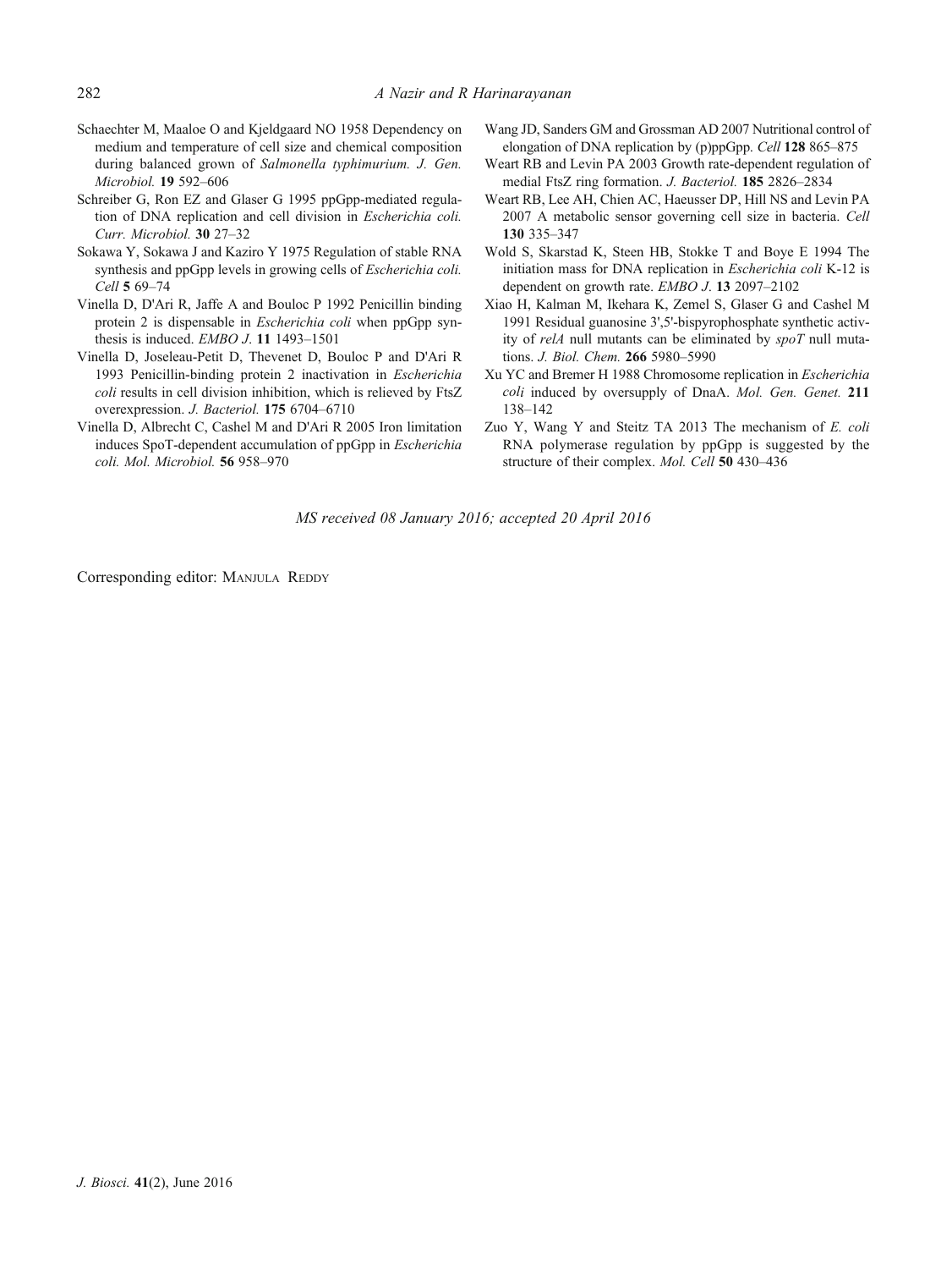Schaechter M, Maaloe O and Kjeldgaard NO 1958 Dependency on medium and temperature of cell size and chemical composition during balanced grown of *Salmonella typhimurium*. *J. Gen. Microbiol.* **19** 592–606

Schreiber G, Ron EZ and Glaser G 1995 ppGpp-mediated regulation of DNA replication and cell division in *Escherichia coli*. *Curr. Microbiol.* **30** 27–32

Sokawa Y, Sokawa J and Kaziro Y 1975 Regulation of stable RNA synthesis and ppGpp levels in growing cells of *Escherichia coli*. *Cell* **5** 69–74

Vinella D, D'Ari R, Jaffe A and Bouloc P 1992 Penicillin binding protein 2 is dispensable in *Escherichia coli* when ppGpp synthesis is induced. *EMBO J*. **11** 1493–1501

Vinella D, Joseleau-Petit D, Thevenet D, Bouloc P and D'Ari R 1993 Penicillin-binding protein 2 inactivation in *Escherichia coli* results in cell division inhibition, which is relieved by FtsZ overexpression. *J. Bacteriol.* **175** 6704–6710

Vinella D, Albrecht C, Cashel M and D'Ari R 2005 Iron limitation induces SpoT-dependent accumulation of ppGpp in *Escherichia coli*. *Mol. Microbiol.* **56** 958–970

Wang JD, Sanders GM and Grossman AD 2007 Nutritional control of elongation of DNA replication by (p)ppGpp. *Cell* **128** 865–875

Weart RB and Levin PA 2003 Growth rate-dependent regulation of medial FtsZ ring formation. *J. Bacteriol.* **185** 2826–2834

Weart RB, Lee AH, Chien AC, Haeusser DP, Hill NS and Levin PA 2007 A metabolic sensor governing cell size in bacteria. *Cell* **130** 335–347

Wold S, Skarstad K, Steen HB, Stokke T and Boye E 1994 The initiation mass for DNA replication in *Escherichia coli* K-12 is dependent on growth rate. *EMBO J*. **13** 2097–2102

Xiao H, Kalman M, Ikehara K, Zemel S, Glaser G and Cashel M 1991 Residual guanosine 3',5'-bispyrophosphate synthetic activity of *relA* null mutants can be eliminated by *spoT* null mutations. *J. Biol. Chem.* **266** 5980–5990

Xu YC and Bremer H 1988 Chromosome replication in *Escherichia coli* induced by oversupply of DnaA. *Mol. Gen. Genet.* **211** 138–142

Zuo Y, Wang Y and Steitz TA 2013 The mechanism of *E. coli* RNA polymerase regulation by ppGpp is suggested by the structure of their complex. *Mol. Cell* **50** 430–436

*MS received 08 January 2016; accepted 20 April 2016*

Corresponding editor: MANJULA REDDY